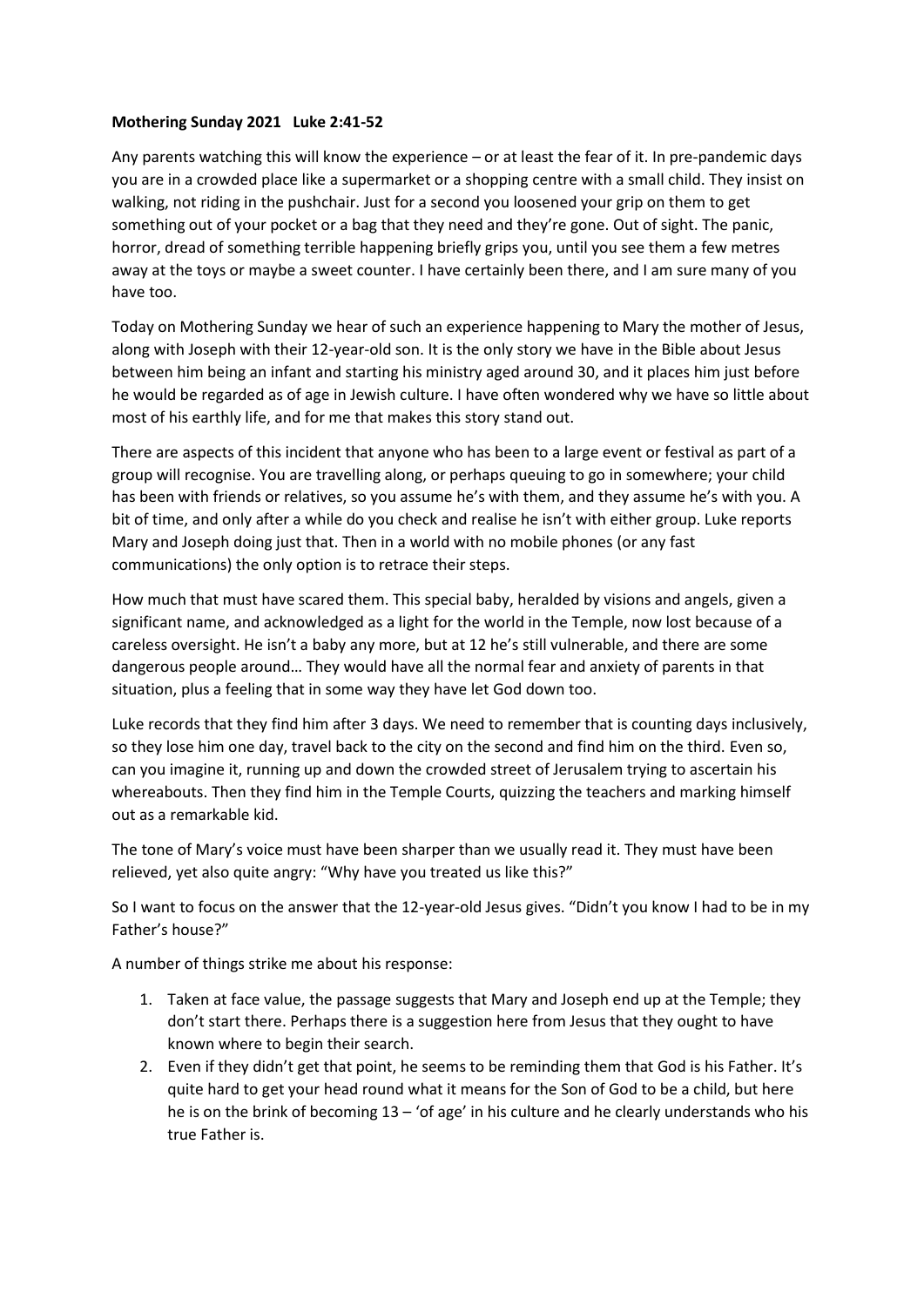**Mothering Sunday 2021 Luke 2:41-52**

Any parents watching this will know the experience – or at least the fear of it. In pre-pandemic days you are in a crowded place like a supermarket or a shopping centre with a small child. They insist on walking, not riding in the pushchair. Just for a second you loosened your grip on them to get something out of your pocket or a bag that they need and they're gone. Out of sight. The panic, horror, dread of something terrible happening briefly grips you, until you see them a few metres away at the toys or maybe a sweet counter. I have certainly been there, and I am sure many of you have too.

Today on Mothering Sunday we hear of such an experience happening to Mary the mother of Jesus, along with Joseph with their 12-year-old son. It is the only story we have in the Bible about Jesus between him being an infant and starting his ministry aged around 30, and it places him just before he would be regarded as of age in Jewish culture. I have often wondered why we have so little about most of his earthly life, and for me that makes this story stand out.

There are aspects of this incident that anyone who has been to a large event or festival as part of a group will recognise. You are travelling along, or perhaps queuing to go in somewhere; your child has been with friends or relatives, so you assume he's with them, and they assume he's with you. A bit of time, and only after a while do you check and realise he isn't with either group. Luke reports Mary and Joseph doing just that. Then in a world with no mobile phones (or any fast communications) the only option is to retrace their steps.

How much that must have scared them. This special baby, heralded by visions and angels, given a significant name, and acknowledged as a light for the world in the Temple, now lost because of a careless oversight. He isn't a baby any more, but at 12 he's still vulnerable, and there are some dangerous people around… They would have all the normal fear and anxiety of parents in that situation, plus a feeling that in some way they have let God down too.

Luke records that they find him after 3 days. We need to remember that is counting days inclusively, so they lose him one day, travel back to the city on the second and find him on the third. Even so, can you imagine it, running up and down the crowded street of Jerusalem trying to ascertain his whereabouts. Then they find him in the Temple Courts, quizzing the teachers and marking himself out as a remarkable kid.

The tone of Mary's voice must have been sharper than we usually read it. They must have been relieved, yet also quite angry: "Why have you treated us like this?"

So I want to focus on the answer that the 12-year-old Jesus gives. "Didn't you know I had to be in my Father's house?"

A number of things strike me about his response:

1. Taken at face value, the passage suggests that Mary and Joseph end up at the Temple; they don't start there. Perhaps there is a suggestion here from Jesus that they ought to have known where to begin their search.
2. Even if they didn't get that point, he seems to be reminding them that God is his Father. It's quite hard to get your head round what it means for the Son of God to be a child, but here he is on the brink of becoming 13 – 'of age' in his culture and he clearly understands who his true Father is.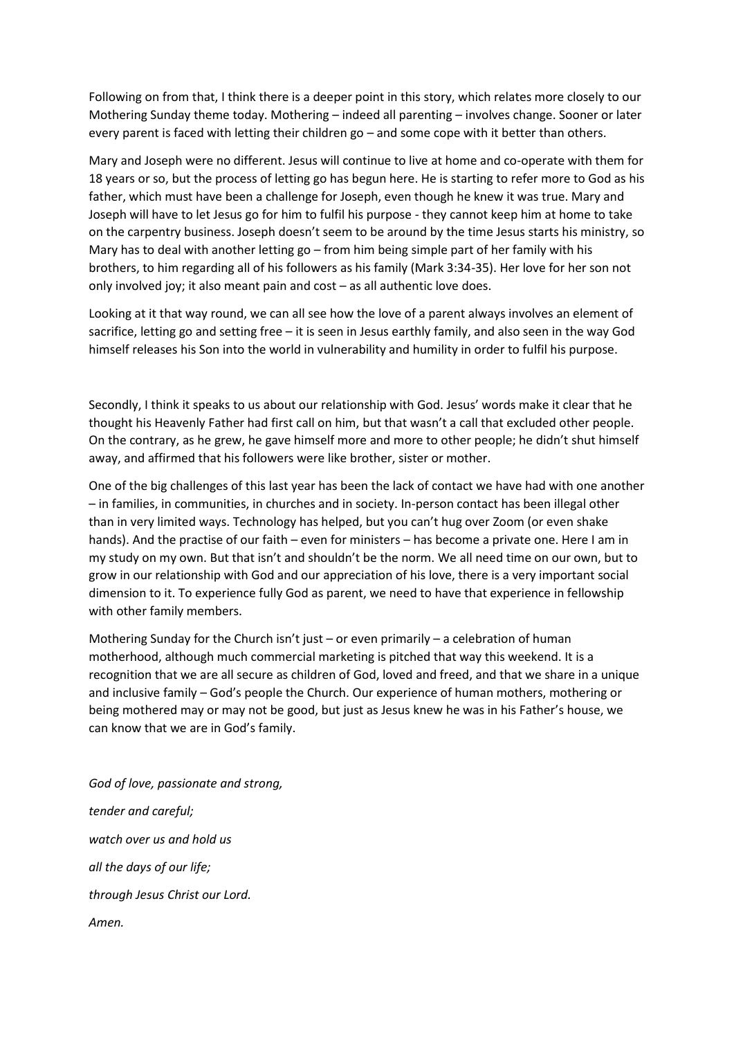Following on from that, I think there is a deeper point in this story, which relates more closely to our Mothering Sunday theme today. Mothering – indeed all parenting – involves change. Sooner or later every parent is faced with letting their children go – and some cope with it better than others.

Mary and Joseph were no different. Jesus will continue to live at home and co-operate with them for 18 years or so, but the process of letting go has begun here. He is starting to refer more to God as his father, which must have been a challenge for Joseph, even though he knew it was true. Mary and Joseph will have to let Jesus go for him to fulfil his purpose - they cannot keep him at home to take on the carpentry business. Joseph doesn't seem to be around by the time Jesus starts his ministry, so Mary has to deal with another letting go – from him being simple part of her family with his brothers, to him regarding all of his followers as his family (Mark 3:34-35). Her love for her son not only involved joy; it also meant pain and cost – as all authentic love does.

Looking at it that way round, we can all see how the love of a parent always involves an element of sacrifice, letting go and setting free – it is seen in Jesus earthly family, and also seen in the way God himself releases his Son into the world in vulnerability and humility in order to fulfil his purpose.

Secondly, I think it speaks to us about our relationship with God. Jesus' words make it clear that he thought his Heavenly Father had first call on him, but that wasn't a call that excluded other people. On the contrary, as he grew, he gave himself more and more to other people; he didn't shut himself away, and affirmed that his followers were like brother, sister or mother.

One of the big challenges of this last year has been the lack of contact we have had with one another – in families, in communities, in churches and in society. In-person contact has been illegal other than in very limited ways. Technology has helped, but you can't hug over Zoom (or even shake hands). And the practise of our faith – even for ministers – has become a private one. Here I am in my study on my own. But that isn't and shouldn't be the norm. We all need time on our own, but to grow in our relationship with God and our appreciation of his love, there is a very important social dimension to it. To experience fully God as parent, we need to have that experience in fellowship with other family members.

Mothering Sunday for the Church isn't just – or even primarily – a celebration of human motherhood, although much commercial marketing is pitched that way this weekend. It is a recognition that we are all secure as children of God, loved and freed, and that we share in a unique and inclusive family – God's people the Church. Our experience of human mothers, mothering or being mothered may or may not be good, but just as Jesus knew he was in his Father's house, we can know that we are in God's family.

*God of love, passionate and strong,*

*tender and careful;*

*watch over us and hold us*

*all the days of our life;*

*through Jesus Christ our Lord.*

*Amen.*